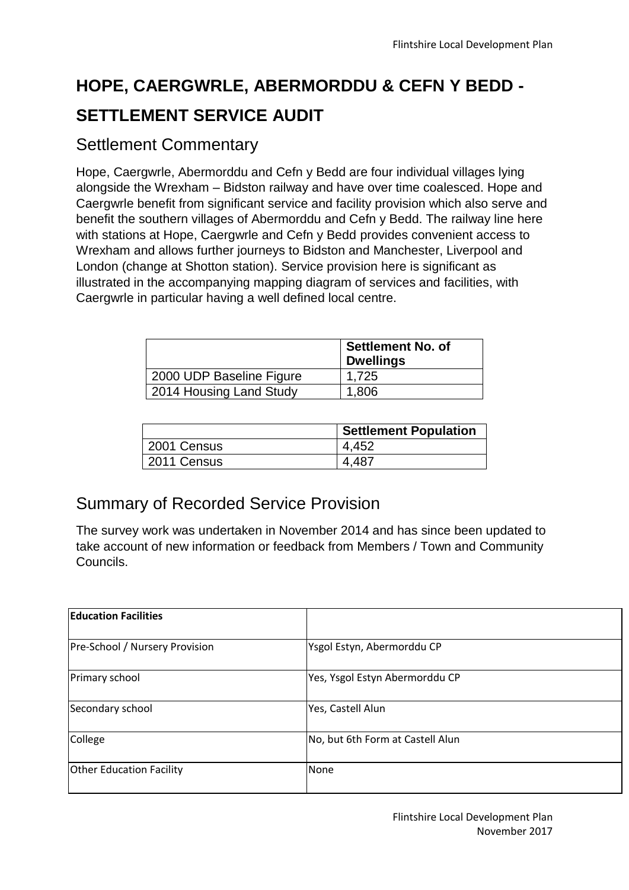# HOPE, CAERGWRLE, ABERMORDDU & CEFN Y BEDD - SETTLEMENT SERVICE AUDIT

## Settlement Commentary

Hope, Caergwrle, Abermorddu and Cefn y Bedd are four individual villages lying alongside the Wrexham – Bidston railway and have over time coalesced. Hope and Caergwrle benefit from significant service and facility provision which also serve and benefit the southern villages of Abermorddu and Cefn y Bedd. The railway line here with stations at Hope, Caergwrle and Cefn y Bedd provides convenient access to Wrexham and allows further journeys to Bidston and Manchester, Liverpool and London (change at Shotton station). Service provision here is significant as illustrated in the accompanying mapping diagram of services and facilities, with Caergwrle in particular having a well defined local centre.

| | Settlement No. of Dwellings |
|---|---|
| 2000 UDP Baseline Figure | 1,725 |
| 2014 Housing Land Study | 1,806 |

| | Settlement Population |
|---|---|
| 2001 Census | 4,452 |
| 2011 Census | 4,487 |

## Summary of Recorded Service Provision

The survey work was undertaken in November 2014 and has since been updated to take account of new information or feedback from Members / Town and Community Councils.

| Education Facilities | |
|---|---|
| Pre-School / Nursery Provision | Ysgol Estyn, Abermorddu CP |
| Primary school | Yes, Ysgol Estyn Abermorddu CP |
| Secondary school | Yes, Castell Alun |
| College | No, but 6th Form at Castell Alun |
| Other Education Facility | None |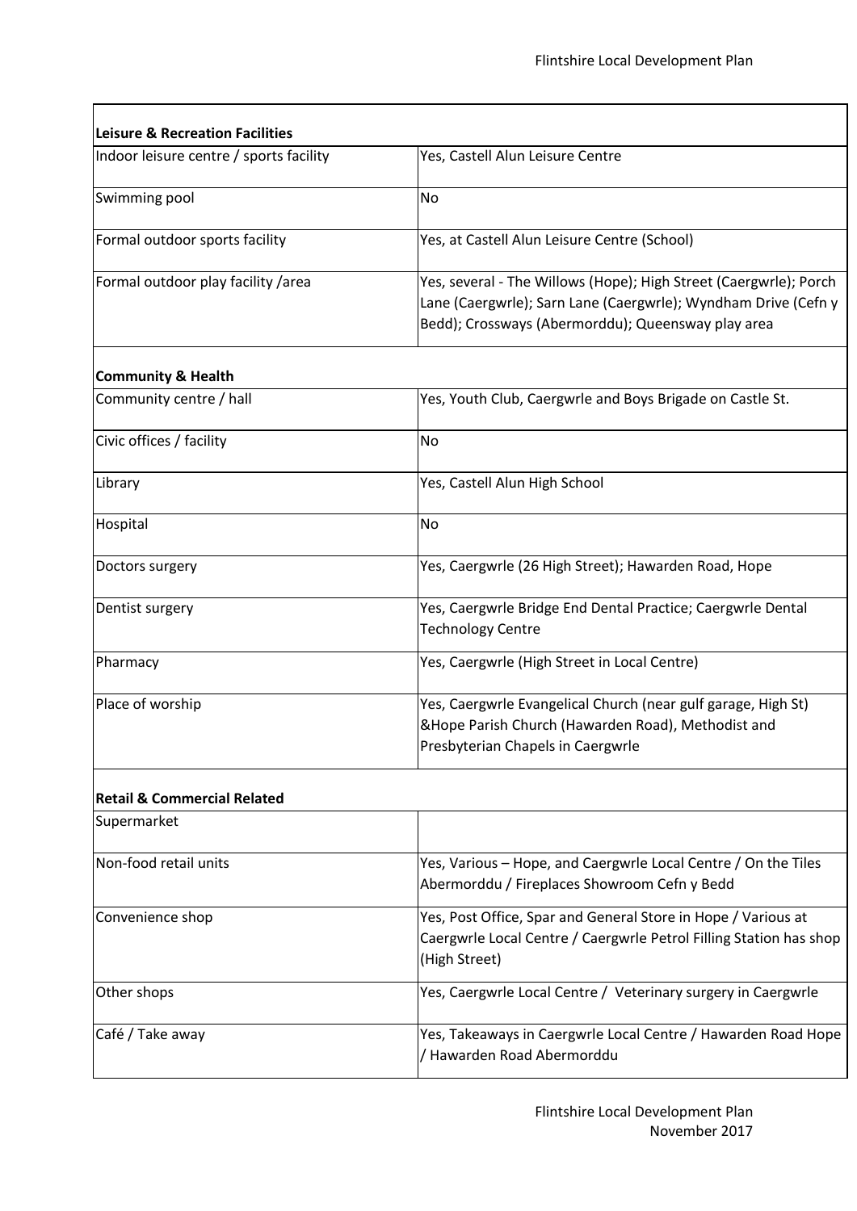| **Leisure & Recreation Facilities** | |
|---|---|
| Indoor leisure centre / sports facility | Yes, Castell Alun Leisure Centre |
| Swimming pool | No |
| Formal outdoor sports facility | Yes, at Castell Alun Leisure Centre (School) |
| Formal outdoor play facility /area | Yes, several - The Willows (Hope); High Street (Caergwrle); Porch Lane (Caergwrle); Sarn Lane (Caergwrle); Wyndham Drive (Cefn y Bedd); Crossways (Abermorddu); Queensway play area |
| **Community & Health** | |
| Community centre / hall | Yes, Youth Club, Caergwrle and Boys Brigade on Castle St. |
| Civic offices / facility | No |
| Library | Yes, Castell Alun High School |
| Hospital | No |
| Doctors surgery | Yes, Caergwrle (26 High Street); Hawarden Road, Hope |
| Dentist surgery | Yes, Caergwrle Bridge End Dental Practice; Caergwrle Dental Technology Centre |
| Pharmacy | Yes, Caergwrle (High Street in Local Centre) |
| Place of worship | Yes, Caergwrle Evangelical Church (near gulf garage, High St) &Hope Parish Church (Hawarden Road), Methodist and Presbyterian Chapels in Caergwrle |
| **Retail & Commercial Related** | |
| Supermarket | |
| Non-food retail units | Yes, Various – Hope, and Caergwrle Local Centre / On the Tiles Abermorddu / Fireplaces Showroom Cefn y Bedd |
| Convenience shop | Yes, Post Office, Spar and General Store in Hope / Various at Caergwrle Local Centre / Caergwrle Petrol Filling Station has shop (High Street) |
| Other shops | Yes, Caergwrle Local Centre / Veterinary surgery in Caergwrle |
| Café / Take away | Yes, Takeaways in Caergwrle Local Centre / Hawarden Road Hope / Hawarden Road Abermorddu |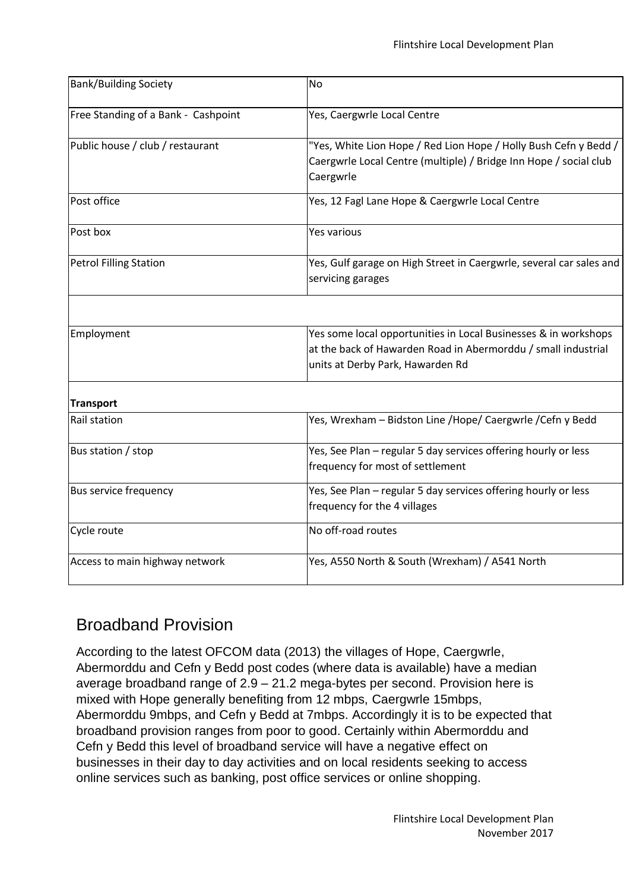| | |
|---|---|
| Bank/Building Society | No |
| Free Standing of a Bank - Cashpoint | Yes, Caergwrle Local Centre |
| Public house / club / restaurant | "Yes, White Lion Hope / Red Lion Hope / Holly Bush Cefn y Bedd / Caergwrle Local Centre (multiple) / Bridge Inn Hope / social club Caergwrle |
| Post office | Yes, 12 Fagl Lane Hope & Caergwrle Local Centre |
| Post box | Yes various |
| Petrol Filling Station | Yes, Gulf garage on High Street in Caergwrle, several car sales and servicing garages |
| | |
| Employment | Yes some local opportunities in Local Businesses & in workshops at the back of Hawarden Road in Abermorddu / small industrial units at Derby Park, Hawarden Rd |
| **Transport** | |
| Rail station | Yes, Wrexham – Bidston Line /Hope/ Caergwrle /Cefn y Bedd |
| Bus station / stop | Yes, See Plan – regular 5 day services offering hourly or less frequency for most of settlement |
| Bus service frequency | Yes, See Plan – regular 5 day services offering hourly or less frequency for the 4 villages |
| Cycle route | No off-road routes |
| Access to main highway network | Yes, A550 North & South (Wrexham) / A541 North |

## Broadband Provision

According to the latest OFCOM data (2013) the villages of Hope, Caergwrle, Abermorddu and Cefn y Bedd post codes (where data is available) have a median average broadband range of 2.9 – 21.2 mega-bytes per second. Provision here is mixed with Hope generally benefiting from 12 mbps, Caergwrle 15mbps, Abermorddu 9mbps, and Cefn y Bedd at 7mbps. Accordingly it is to be expected that broadband provision ranges from poor to good. Certainly within Abermorddu and Cefn y Bedd this level of broadband service will have a negative effect on businesses in their day to day activities and on local residents seeking to access online services such as banking, post office services or online shopping.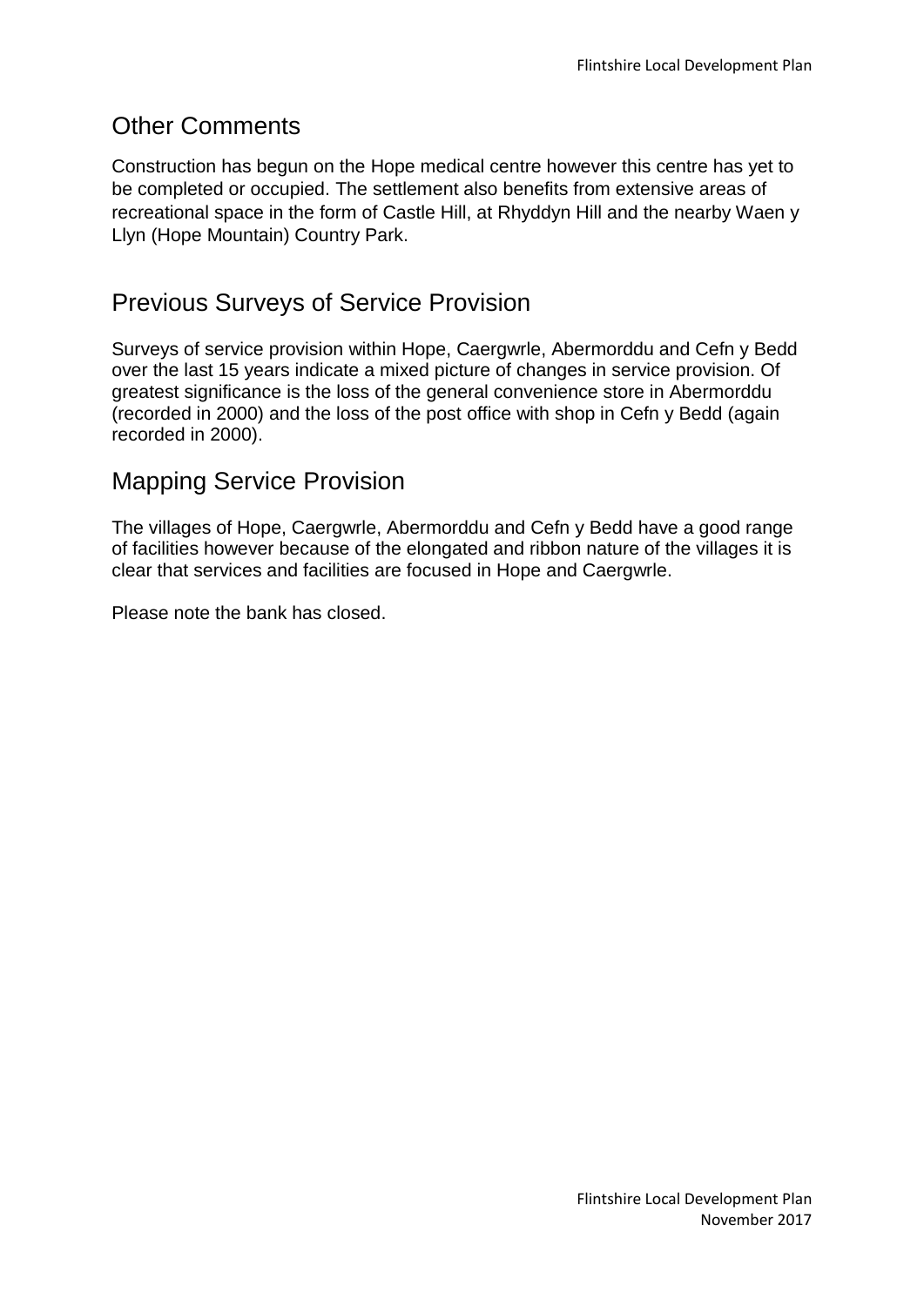## Other Comments

Construction has begun on the Hope medical centre however this centre has yet to be completed or occupied. The settlement also benefits from extensive areas of recreational space in the form of Castle Hill, at Rhyddyn Hill and the nearby Waen y Llyn (Hope Mountain) Country Park.

## Previous Surveys of Service Provision

Surveys of service provision within Hope, Caergwrle, Abermorddu and Cefn y Bedd over the last 15 years indicate a mixed picture of changes in service provision. Of greatest significance is the loss of the general convenience store in Abermorddu (recorded in 2000) and the loss of the post office with shop in Cefn y Bedd (again recorded in 2000).

## Mapping Service Provision

The villages of Hope, Caergwrle, Abermorddu and Cefn y Bedd have a good range of facilities however because of the elongated and ribbon nature of the villages it is clear that services and facilities are focused in Hope and Caergwrle.

Please note the bank has closed.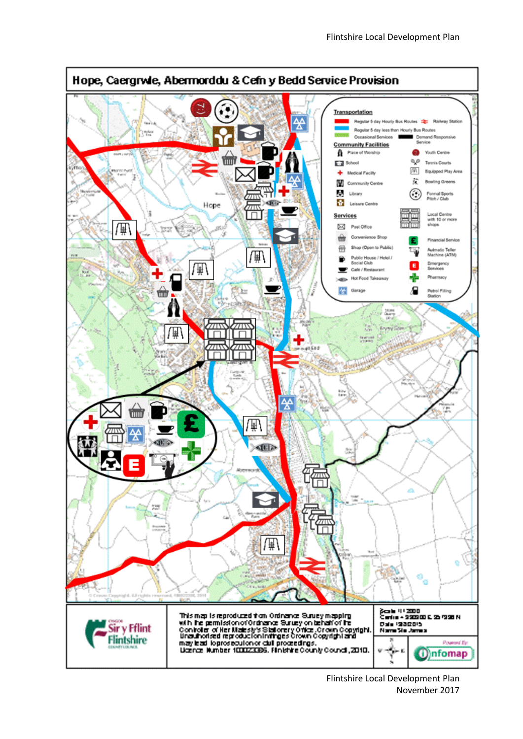# Hope, Caergrwle, Abermorddu & Cefn y Bedd Service Provision

**Transportation**

Regular 5 day Hourly Bus Routes
Railway Station
Regular 5 day less than Hourly Bus Routes
Occasional Services
Demand Responsive Service

**Community Facilities**

Place of Worship
Youth Centre
School
Tennis Courts
Medical Facility
Equipped Play Area
Community Centre
Bowling Greens
Library
Formal Sports Pitch / Club
Leisure Centre

**Services**

Local Centre with 10 or more shops
Post Office
Convenience Shop
Financial Service
Shop (Open to Public)
Automatic Teller Machine (ATM)
Public House / Hotel / Social Club
Emergency Services
Café / Restaurant
Pharmacy
Hot Food Takeaway
Garage
Petrol Filling Station

Hope

This map is reproduced from Ordnance Survey mapping with the permission of the Controller of Her Majesty's Stationery Office, Crown Copyright. Unauthorised reproduction infringes Crown Copyright and may lead to prosecution or civil proceedings. Licence Number 100023386. Flintshire County Council, 2010.

Scale 1:12000
Centre = 332000 E, 357508 N
Date 13/02/2015
Name Sia Jones

Powered By: Infomap

Sir y Fflint
Flintshire

Flintshire Local Development Plan
November 2017